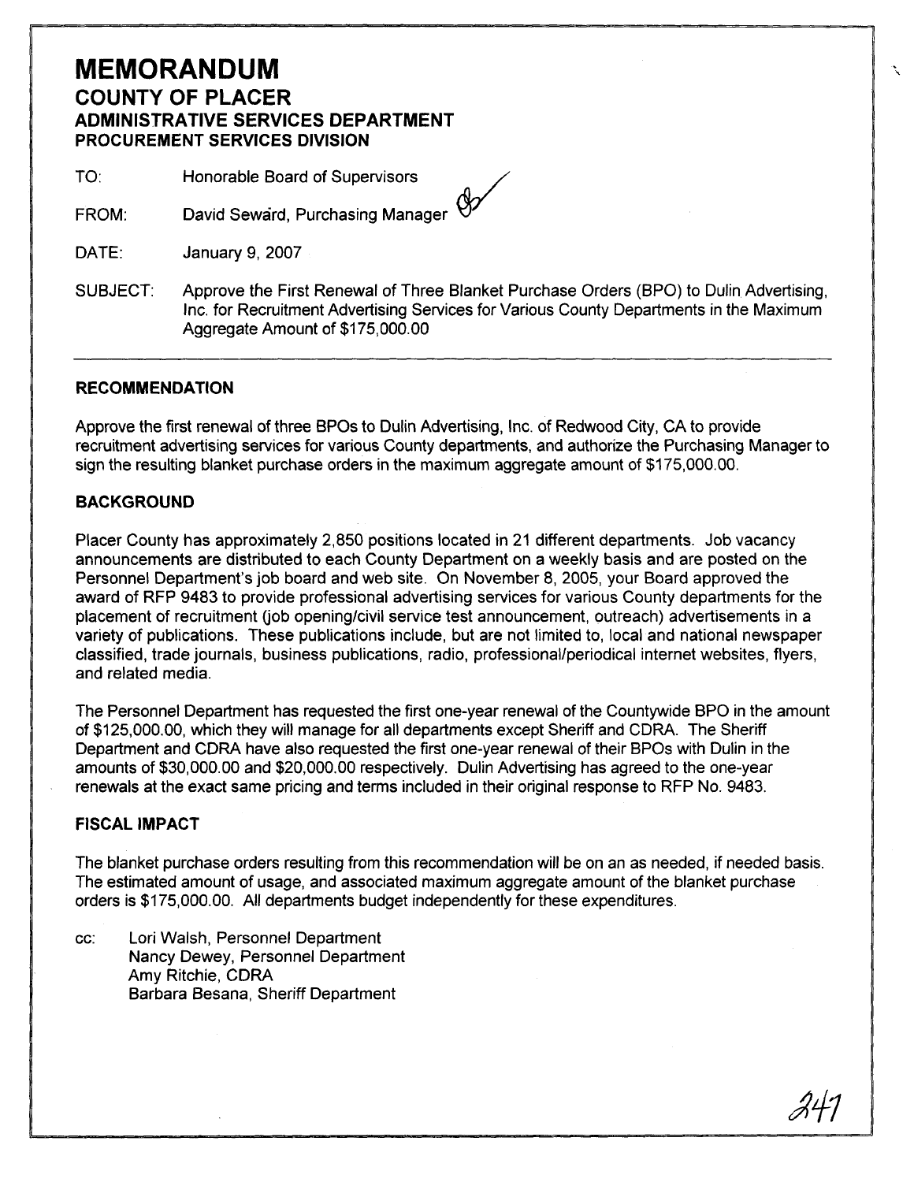# MEMORANDUM

## COUNTY OF PLACER

### ADMINISTRATIVE SERVICES DEPARTMENT

### PROCUREMENT SERVICES DIVISION

TO: Honorable Board of Supervisors

FROM: David Seward, Purchasing Manager

DATE: January 9, 2007

SUBJECT: Approve the First Renewal of Three Blanket Purchase Orders (BPO) to Dulin Advertising, Inc. for Recruitment Advertising Services for Various County Departments in the Maximum Aggregate Amount of $175,000.00

---

### RECOMMENDATION

Approve the first renewal of three BPOs to Dulin Advertising, Inc. of Redwood City, CA to provide recruitment advertising services for various County departments, and authorize the Purchasing Manager to sign the resulting blanket purchase orders in the maximum aggregate amount of $175,000.00.

### BACKGROUND

Placer County has approximately 2,850 positions located in 21 different departments. Job vacancy announcements are distributed to each County Department on a weekly basis and are posted on the Personnel Department's job board and web site. On November 8, 2005, your Board approved the award of RFP 9483 to provide professional advertising services for various County departments for the placement of recruitment (job opening/civil service test announcement, outreach) advertisements in a variety of publications. These publications include, but are not limited to, local and national newspaper classified, trade journals, business publications, radio, professional/periodical internet websites, flyers, and related media.

The Personnel Department has requested the first one-year renewal of the Countywide BPO in the amount of $125,000.00, which they will manage for all departments except Sheriff and CDRA. The Sheriff Department and CDRA have also requested the first one-year renewal of their BPOs with Dulin in the amounts of $30,000.00 and $20,000.00 respectively. Dulin Advertising has agreed to the one-year renewals at the exact same pricing and terms included in their original response to RFP No. 9483.

### FISCAL IMPACT

The blanket purchase orders resulting from this recommendation will be on an as needed, if needed basis. The estimated amount of usage, and associated maximum aggregate amount of the blanket purchase orders is $175,000.00. All departments budget independently for these expenditures.

cc: Lori Walsh, Personnel Department
Nancy Dewey, Personnel Department
Amy Ritchie, CDRA
Barbara Besana, Sheriff Department